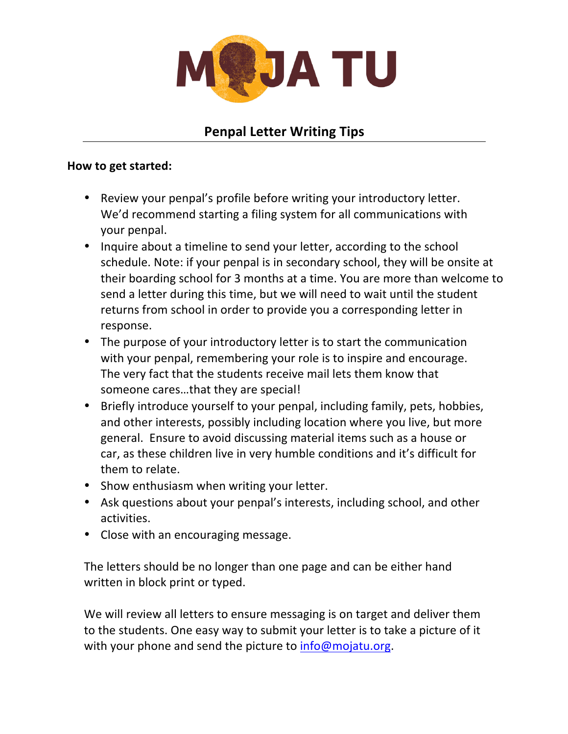# MOJA TU

## Penpal Letter Writing Tips

**How to get started:**

- Review your penpal's profile before writing your introductory letter. We'd recommend starting a filing system for all communications with your penpal.
- Inquire about a timeline to send your letter, according to the school schedule. Note: if your penpal is in secondary school, they will be onsite at their boarding school for 3 months at a time. You are more than welcome to send a letter during this time, but we will need to wait until the student returns from school in order to provide you a corresponding letter in response.
- The purpose of your introductory letter is to start the communication with your penpal, remembering your role is to inspire and encourage. The very fact that the students receive mail lets them know that someone cares…that they are special!
- Briefly introduce yourself to your penpal, including family, pets, hobbies, and other interests, possibly including location where you live, but more general. Ensure to avoid discussing material items such as a house or car, as these children live in very humble conditions and it's difficult for them to relate.
- Show enthusiasm when writing your letter.
- Ask questions about your penpal's interests, including school, and other activities.
- Close with an encouraging message.

The letters should be no longer than one page and can be either hand written in block print or typed.

We will review all letters to ensure messaging is on target and deliver them to the students. One easy way to submit your letter is to take a picture of it with your phone and send the picture to info@mojatu.org.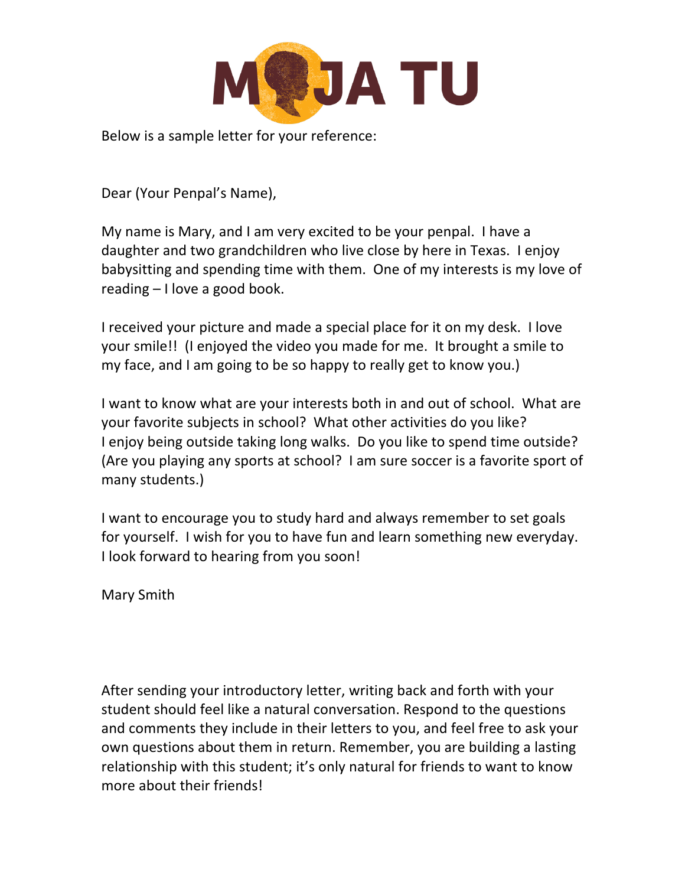MOJA TU

Below is a sample letter for your reference:

Dear (Your Penpal's Name),

My name is Mary, and I am very excited to be your penpal. I have a daughter and two grandchildren who live close by here in Texas. I enjoy babysitting and spending time with them. One of my interests is my love of reading – I love a good book.

I received your picture and made a special place for it on my desk. I love your smile!! (I enjoyed the video you made for me. It brought a smile to my face, and I am going to be so happy to really get to know you.)

I want to know what are your interests both in and out of school. What are your favorite subjects in school? What other activities do you like? I enjoy being outside taking long walks. Do you like to spend time outside? (Are you playing any sports at school? I am sure soccer is a favorite sport of many students.)

I want to encourage you to study hard and always remember to set goals for yourself. I wish for you to have fun and learn something new everyday. I look forward to hearing from you soon!

Mary Smith

After sending your introductory letter, writing back and forth with your student should feel like a natural conversation. Respond to the questions and comments they include in their letters to you, and feel free to ask your own questions about them in return. Remember, you are building a lasting relationship with this student; it's only natural for friends to want to know more about their friends!